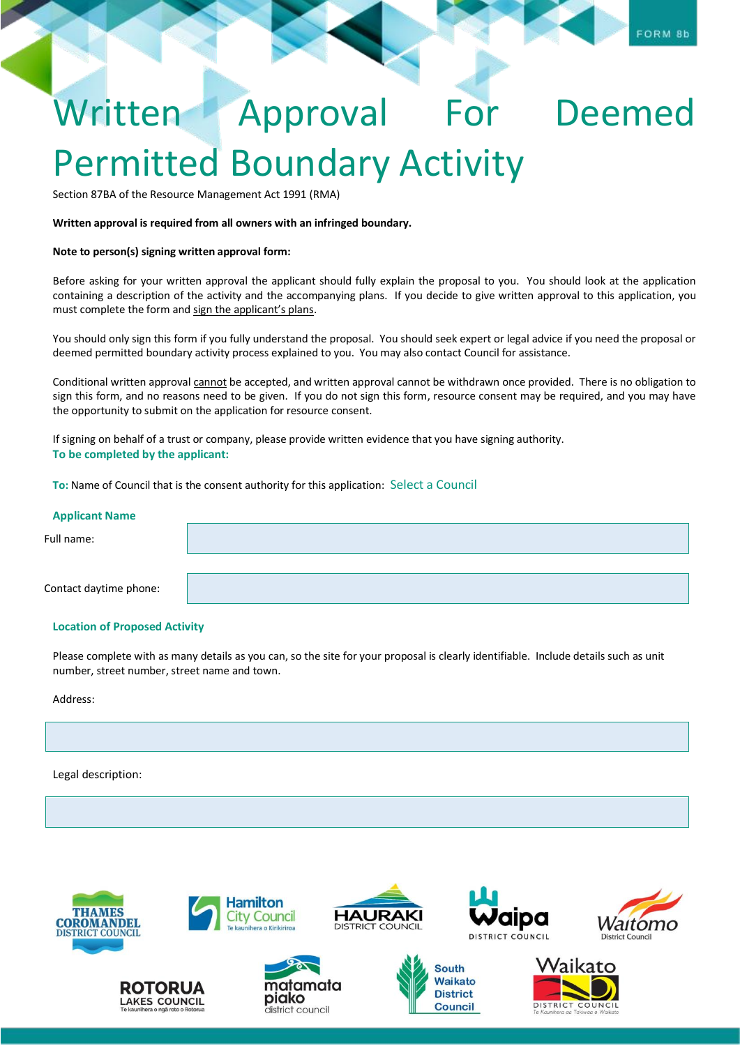FORM 8b

# Written Approval For Deemed Permitted Boundary Activity

Section 87BA of the Resource Management Act 1991 (RMA)

**Written approval is required from all owners with an infringed boundary.**

**Note to person(s) signing written approval form:**

Before asking for your written approval the applicant should fully explain the proposal to you. You should look at the application containing a description of the activity and the accompanying plans. If you decide to give written approval to this application, you must complete the form and sign the applicant's plans.

You should only sign this form if you fully understand the proposal. You should seek expert or legal advice if you need the proposal or deemed permitted boundary activity process explained to you. You may also contact Council for assistance.

Conditional written approval cannot be accepted, and written approval cannot be withdrawn once provided. There is no obligation to sign this form, and no reasons need to be given. If you do not sign this form, resource consent may be required, and you may have the opportunity to submit on the application for resource consent.

If signing on behalf of a trust or company, please provide written evidence that you have signing authority.

**To be completed by the applicant:**

**To:** Name of Council that is the consent authority for this application: Select a Council

### Applicant Name

Full name:

Contact daytime phone:

### Location of Proposed Activity

Please complete with as many details as you can, so the site for your proposal is clearly identifiable. Include details such as unit number, street number, street name and town.

Address:

Legal description: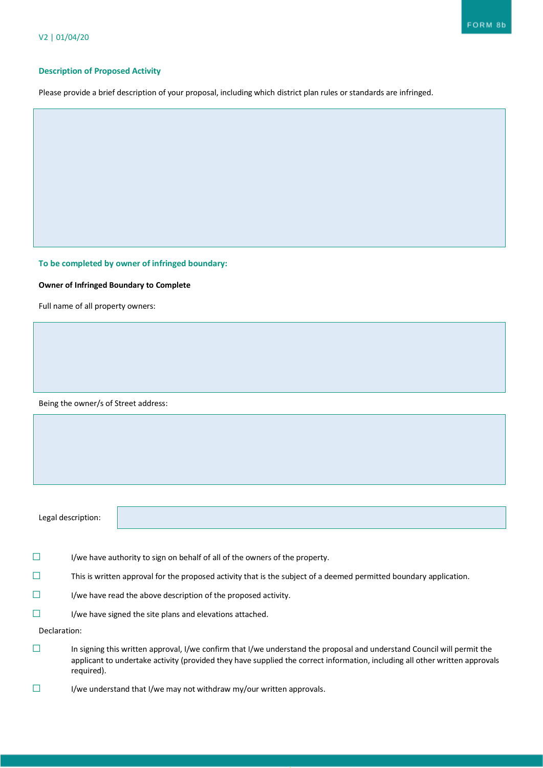## Description of Proposed Activity

Please provide a brief description of your proposal, including which district plan rules or standards are infringed.

## To be completed by owner of infringed boundary:

**Owner of Infringed Boundary to Complete**

Full name of all property owners:

Being the owner/s of Street address:

Legal description:

☐ I/we have authority to sign on behalf of all of the owners of the property.

☐ This is written approval for the proposed activity that is the subject of a deemed permitted boundary application.

☐ I/we have read the above description of the proposed activity.

☐ I/we have signed the site plans and elevations attached.

Declaration:

☐ In signing this written approval, I/we confirm that I/we understand the proposal and understand Council will permit the applicant to undertake activity (provided they have supplied the correct information, including all other written approvals required).

☐ I/we understand that I/we may not withdraw my/our written approvals.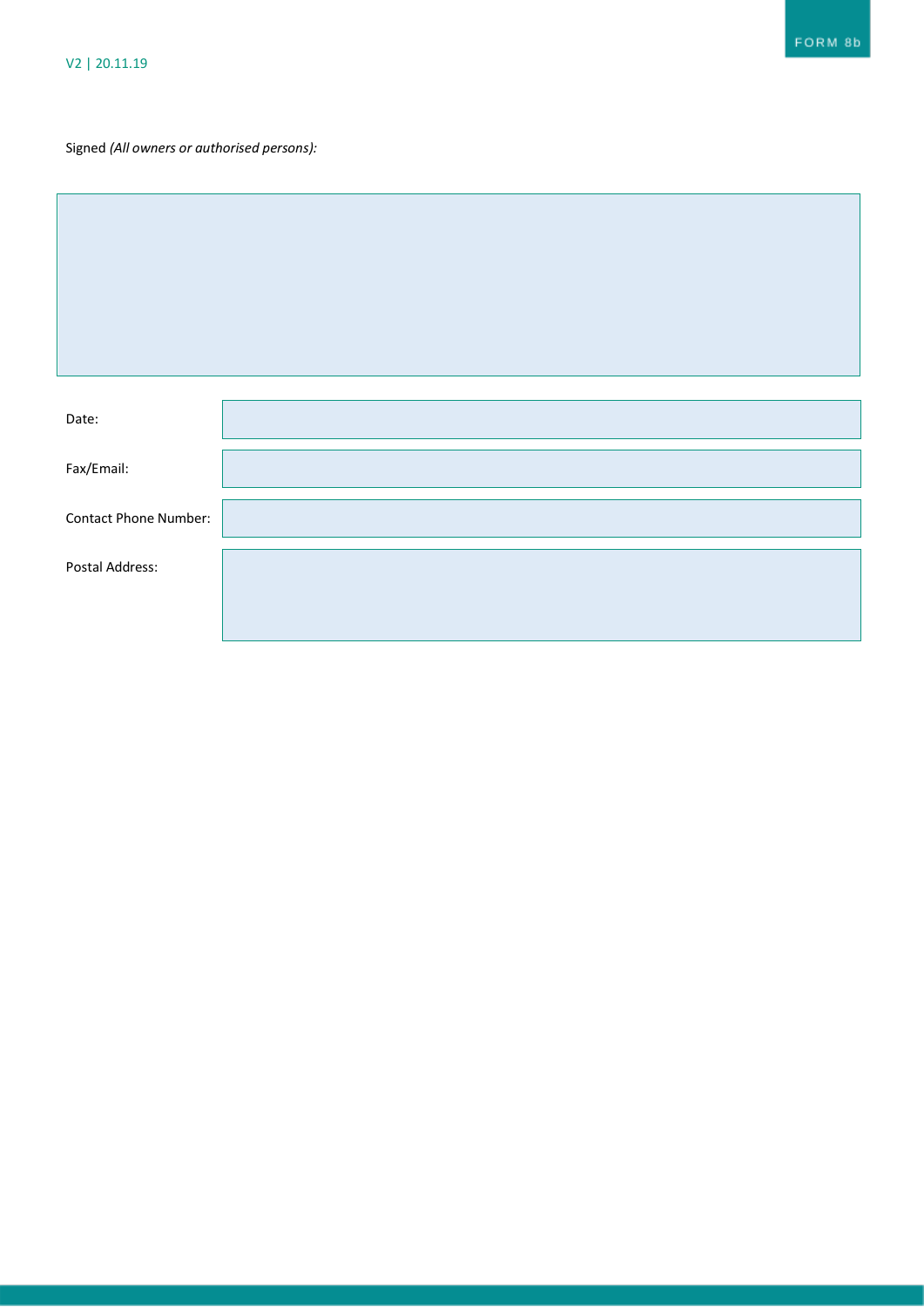Signed *(All owners or authorised persons):*

| | |
|---|---|
| Date: | |
| Fax/Email: | |
| Contact Phone Number: | |
| Postal Address: | |